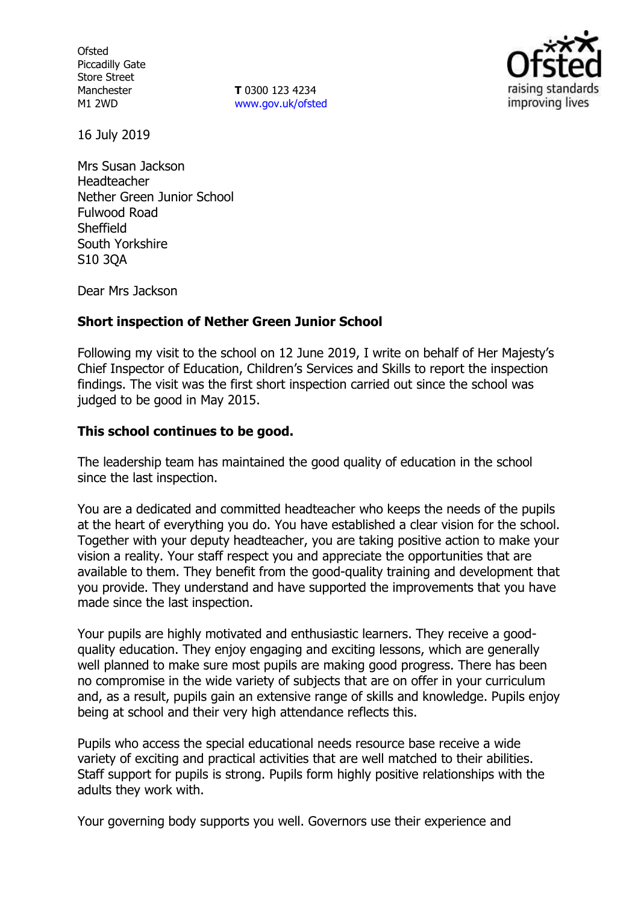Ofsted
Piccadilly Gate
Store Street
Manchester
M1 2WD

**T** 0300 123 4234
www.gov.uk/ofsted

16 July 2019

Mrs Susan Jackson
Headteacher
Nether Green Junior School
Fulwood Road
Sheffield
South Yorkshire
S10 3QA

Dear Mrs Jackson

**Short inspection of Nether Green Junior School**

Following my visit to the school on 12 June 2019, I write on behalf of Her Majesty's Chief Inspector of Education, Children's Services and Skills to report the inspection findings. The visit was the first short inspection carried out since the school was judged to be good in May 2015.

**This school continues to be good.**

The leadership team has maintained the good quality of education in the school since the last inspection.

You are a dedicated and committed headteacher who keeps the needs of the pupils at the heart of everything you do. You have established a clear vision for the school. Together with your deputy headteacher, you are taking positive action to make your vision a reality. Your staff respect you and appreciate the opportunities that are available to them. They benefit from the good-quality training and development that you provide. They understand and have supported the improvements that you have made since the last inspection.

Your pupils are highly motivated and enthusiastic learners. They receive a good-quality education. They enjoy engaging and exciting lessons, which are generally well planned to make sure most pupils are making good progress. There has been no compromise in the wide variety of subjects that are on offer in your curriculum and, as a result, pupils gain an extensive range of skills and knowledge. Pupils enjoy being at school and their very high attendance reflects this.

Pupils who access the special educational needs resource base receive a wide variety of exciting and practical activities that are well matched to their abilities. Staff support for pupils is strong. Pupils form highly positive relationships with the adults they work with.

Your governing body supports you well. Governors use their experience and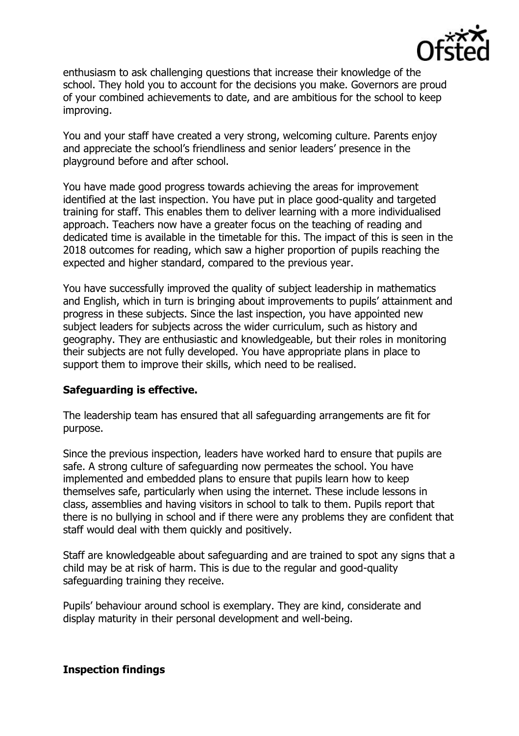enthusiasm to ask challenging questions that increase their knowledge of the school. They hold you to account for the decisions you make. Governors are proud of your combined achievements to date, and are ambitious for the school to keep improving.

You and your staff have created a very strong, welcoming culture. Parents enjoy and appreciate the school's friendliness and senior leaders' presence in the playground before and after school.

You have made good progress towards achieving the areas for improvement identified at the last inspection. You have put in place good-quality and targeted training for staff. This enables them to deliver learning with a more individualised approach. Teachers now have a greater focus on the teaching of reading and dedicated time is available in the timetable for this. The impact of this is seen in the 2018 outcomes for reading, which saw a higher proportion of pupils reaching the expected and higher standard, compared to the previous year.

You have successfully improved the quality of subject leadership in mathematics and English, which in turn is bringing about improvements to pupils' attainment and progress in these subjects. Since the last inspection, you have appointed new subject leaders for subjects across the wider curriculum, such as history and geography. They are enthusiastic and knowledgeable, but their roles in monitoring their subjects are not fully developed. You have appropriate plans in place to support them to improve their skills, which need to be realised.

**Safeguarding is effective.**

The leadership team has ensured that all safeguarding arrangements are fit for purpose.

Since the previous inspection, leaders have worked hard to ensure that pupils are safe. A strong culture of safeguarding now permeates the school. You have implemented and embedded plans to ensure that pupils learn how to keep themselves safe, particularly when using the internet. These include lessons in class, assemblies and having visitors in school to talk to them. Pupils report that there is no bullying in school and if there were any problems they are confident that staff would deal with them quickly and positively.

Staff are knowledgeable about safeguarding and are trained to spot any signs that a child may be at risk of harm. This is due to the regular and good-quality safeguarding training they receive.

Pupils' behaviour around school is exemplary. They are kind, considerate and display maturity in their personal development and well-being.

**Inspection findings**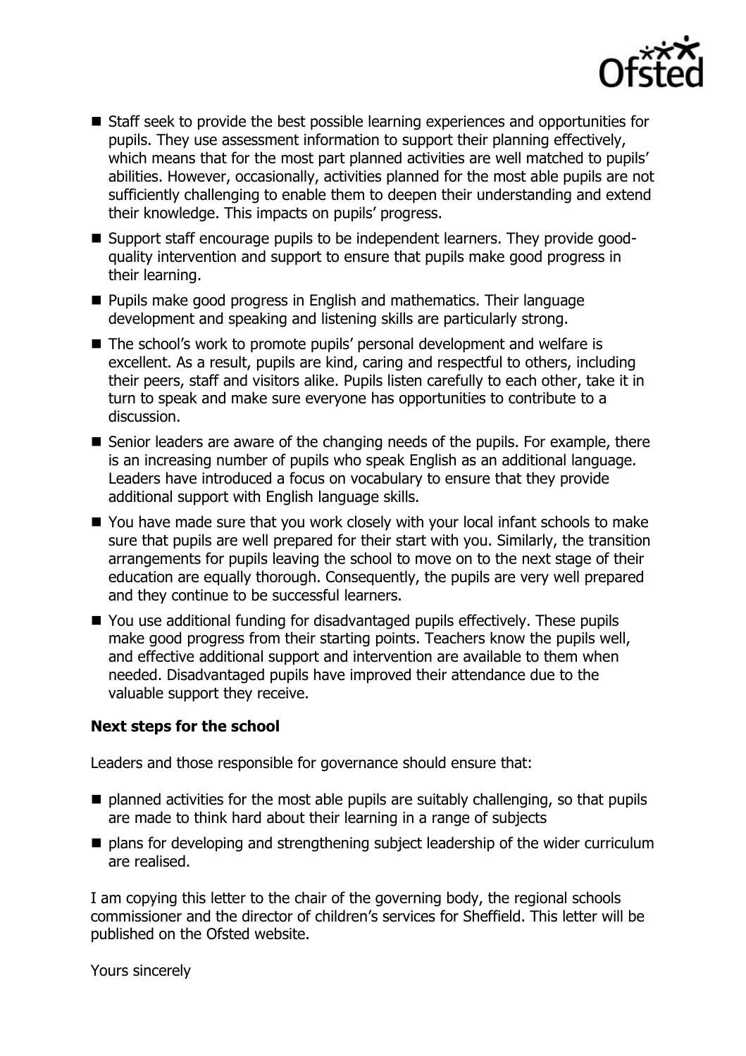- Staff seek to provide the best possible learning experiences and opportunities for pupils. They use assessment information to support their planning effectively, which means that for the most part planned activities are well matched to pupils' abilities. However, occasionally, activities planned for the most able pupils are not sufficiently challenging to enable them to deepen their understanding and extend their knowledge. This impacts on pupils' progress.
- Support staff encourage pupils to be independent learners. They provide good-quality intervention and support to ensure that pupils make good progress in their learning.
- Pupils make good progress in English and mathematics. Their language development and speaking and listening skills are particularly strong.
- The school's work to promote pupils' personal development and welfare is excellent. As a result, pupils are kind, caring and respectful to others, including their peers, staff and visitors alike. Pupils listen carefully to each other, take it in turn to speak and make sure everyone has opportunities to contribute to a discussion.
- Senior leaders are aware of the changing needs of the pupils. For example, there is an increasing number of pupils who speak English as an additional language. Leaders have introduced a focus on vocabulary to ensure that they provide additional support with English language skills.
- You have made sure that you work closely with your local infant schools to make sure that pupils are well prepared for their start with you. Similarly, the transition arrangements for pupils leaving the school to move on to the next stage of their education are equally thorough. Consequently, the pupils are very well prepared and they continue to be successful learners.
- You use additional funding for disadvantaged pupils effectively. These pupils make good progress from their starting points. Teachers know the pupils well, and effective additional support and intervention are available to them when needed. Disadvantaged pupils have improved their attendance due to the valuable support they receive.

**Next steps for the school**

Leaders and those responsible for governance should ensure that:

- planned activities for the most able pupils are suitably challenging, so that pupils are made to think hard about their learning in a range of subjects
- plans for developing and strengthening subject leadership of the wider curriculum are realised.

I am copying this letter to the chair of the governing body, the regional schools commissioner and the director of children's services for Sheffield. This letter will be published on the Ofsted website.

Yours sincerely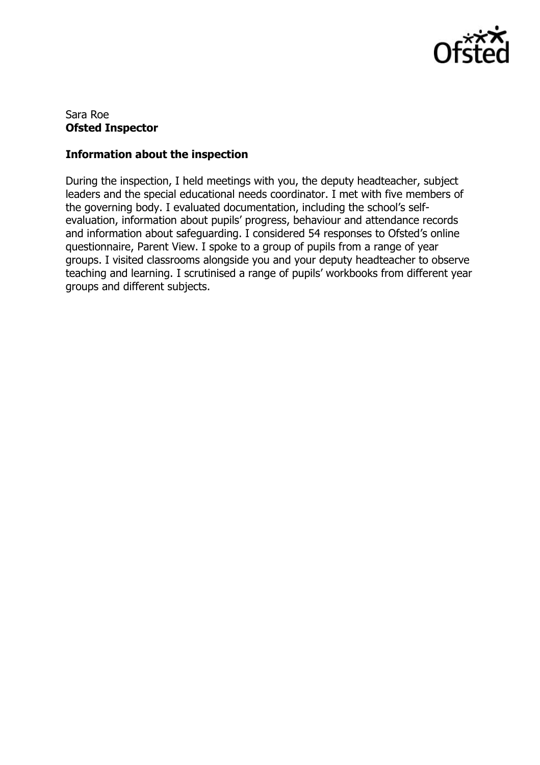Sara Roe
**Ofsted Inspector**

## Information about the inspection

During the inspection, I held meetings with you, the deputy headteacher, subject leaders and the special educational needs coordinator. I met with five members of the governing body. I evaluated documentation, including the school's self-evaluation, information about pupils' progress, behaviour and attendance records and information about safeguarding. I considered 54 responses to Ofsted's online questionnaire, Parent View. I spoke to a group of pupils from a range of year groups. I visited classrooms alongside you and your deputy headteacher to observe teaching and learning. I scrutinised a range of pupils' workbooks from different year groups and different subjects.